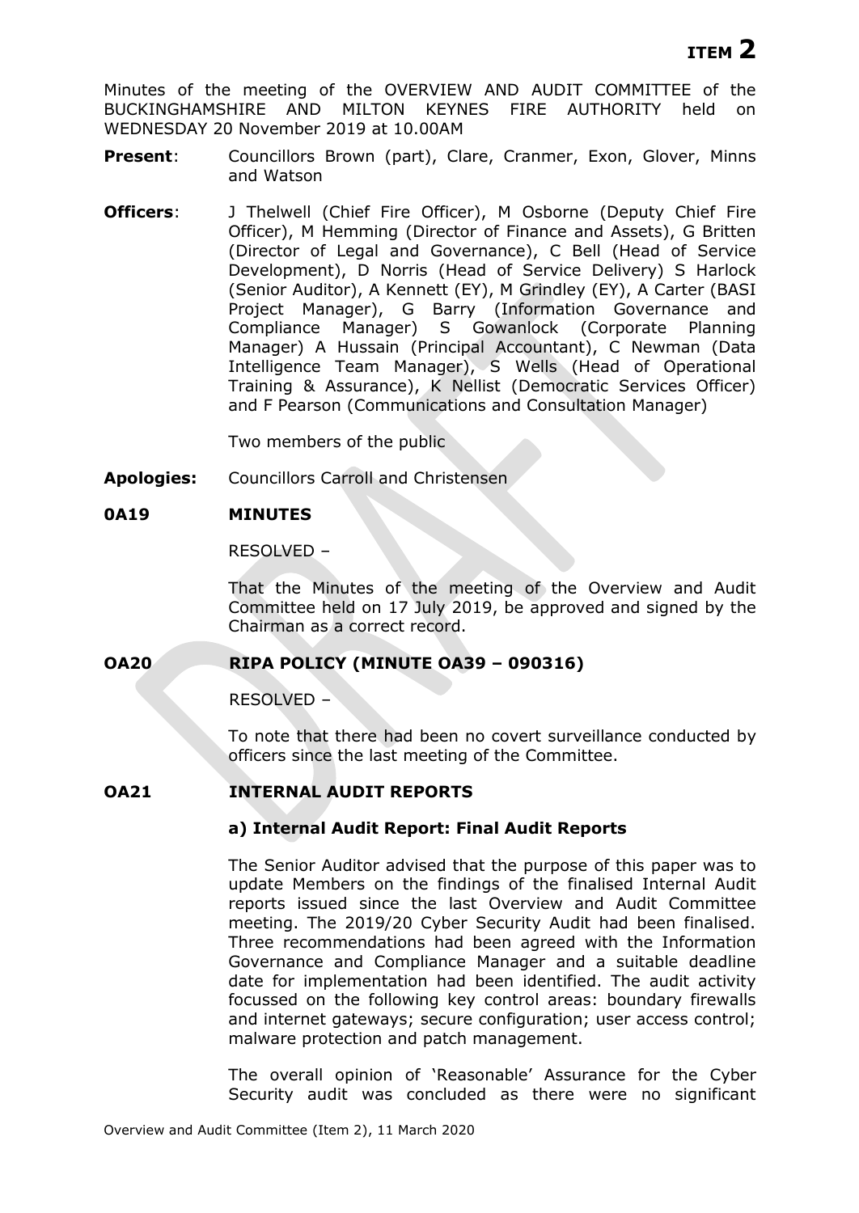**ITEM 2**

Minutes of the meeting of the OVERVIEW AND AUDIT COMMITTEE of the BUCKINGHAMSHIRE AND MILTON KEYNES FIRE AUTHORITY held on WEDNESDAY 20 November 2019 at 10.00AM

**Present**: Councillors Brown (part), Clare, Cranmer, Exon, Glover, Minns and Watson

**Officers**: J Thelwell (Chief Fire Officer), M Osborne (Deputy Chief Fire Officer), M Hemming (Director of Finance and Assets), G Britten (Director of Legal and Governance), C Bell (Head of Service Development), D Norris (Head of Service Delivery) S Harlock (Senior Auditor), A Kennett (EY), M Grindley (EY), A Carter (BASI Project Manager), G Barry (Information Governance and Compliance Manager) S Gowanlock (Corporate Planning Manager) A Hussain (Principal Accountant), C Newman (Data Intelligence Team Manager), S Wells (Head of Operational Training & Assurance), K Nellist (Democratic Services Officer) and F Pearson (Communications and Consultation Manager)

Two members of the public

**Apologies:** Councillors Carroll and Christensen

## 0A19 MINUTES

RESOLVED –

That the Minutes of the meeting of the Overview and Audit Committee held on 17 July 2019, be approved and signed by the Chairman as a correct record.

## OA20 RIPA POLICY (MINUTE OA39 – 090316)

RESOLVED –

To note that there had been no covert surveillance conducted by officers since the last meeting of the Committee.

## OA21 INTERNAL AUDIT REPORTS

### a) Internal Audit Report: Final Audit Reports

The Senior Auditor advised that the purpose of this paper was to update Members on the findings of the finalised Internal Audit reports issued since the last Overview and Audit Committee meeting. The 2019/20 Cyber Security Audit had been finalised. Three recommendations had been agreed with the Information Governance and Compliance Manager and a suitable deadline date for implementation had been identified. The audit activity focussed on the following key control areas: boundary firewalls and internet gateways; secure configuration; user access control; malware protection and patch management.

The overall opinion of 'Reasonable' Assurance for the Cyber Security audit was concluded as there were no significant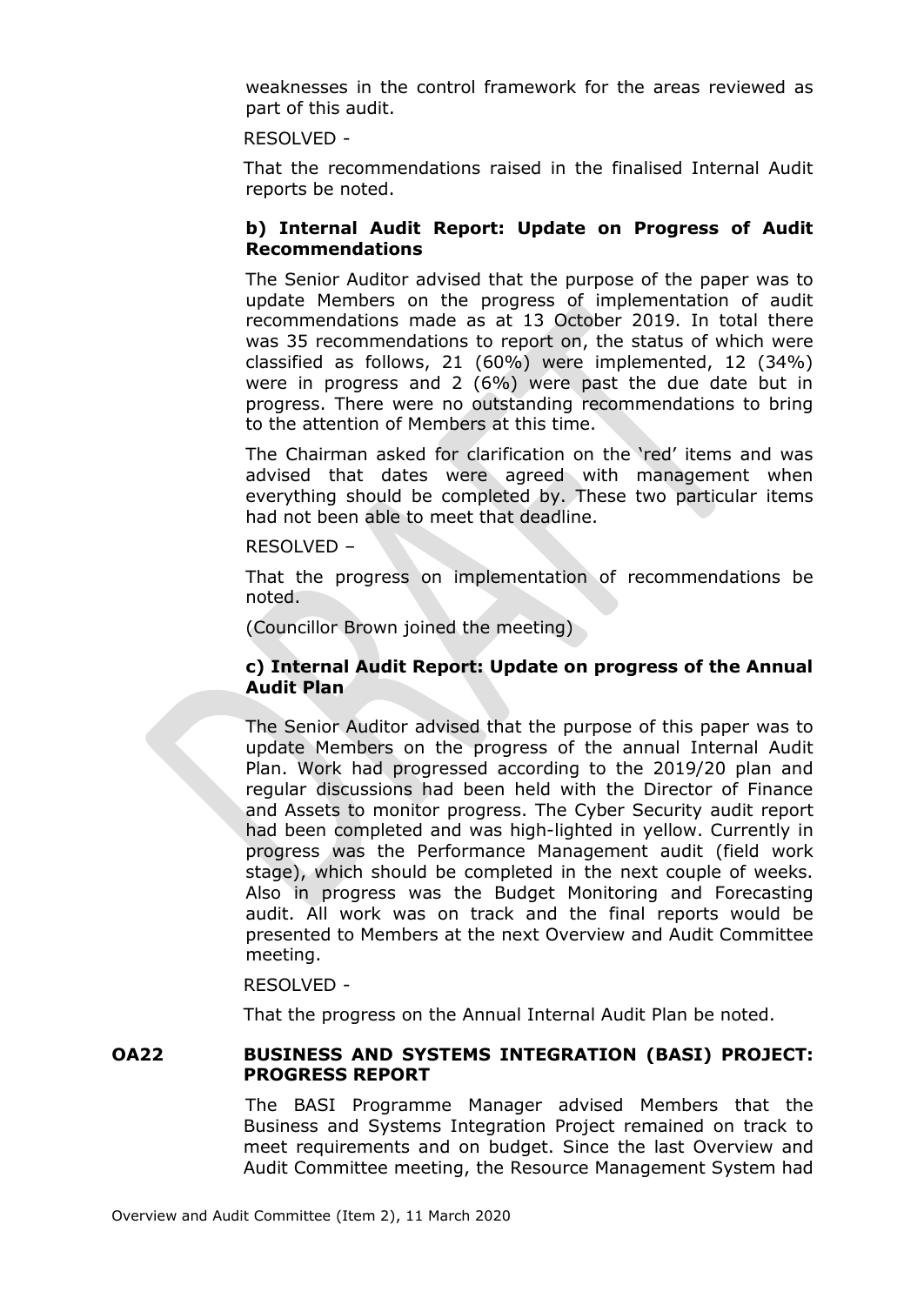weaknesses in the control framework for the areas reviewed as part of this audit.

RESOLVED -

That the recommendations raised in the finalised Internal Audit reports be noted.

**b) Internal Audit Report: Update on Progress of Audit Recommendations**

The Senior Auditor advised that the purpose of the paper was to update Members on the progress of implementation of audit recommendations made as at 13 October 2019. In total there was 35 recommendations to report on, the status of which were classified as follows, 21 (60%) were implemented, 12 (34%) were in progress and 2 (6%) were past the due date but in progress. There were no outstanding recommendations to bring to the attention of Members at this time.

The Chairman asked for clarification on the 'red' items and was advised that dates were agreed with management when everything should be completed by. These two particular items had not been able to meet that deadline.

RESOLVED –

That the progress on implementation of recommendations be noted.

(Councillor Brown joined the meeting)

**c) Internal Audit Report: Update on progress of the Annual Audit Plan**

The Senior Auditor advised that the purpose of this paper was to update Members on the progress of the annual Internal Audit Plan. Work had progressed according to the 2019/20 plan and regular discussions had been held with the Director of Finance and Assets to monitor progress. The Cyber Security audit report had been completed and was high-lighted in yellow. Currently in progress was the Performance Management audit (field work stage), which should be completed in the next couple of weeks. Also in progress was the Budget Monitoring and Forecasting audit. All work was on track and the final reports would be presented to Members at the next Overview and Audit Committee meeting.

RESOLVED -

That the progress on the Annual Internal Audit Plan be noted.

**OA22 BUSINESS AND SYSTEMS INTEGRATION (BASI) PROJECT: PROGRESS REPORT**

The BASI Programme Manager advised Members that the Business and Systems Integration Project remained on track to meet requirements and on budget. Since the last Overview and Audit Committee meeting, the Resource Management System had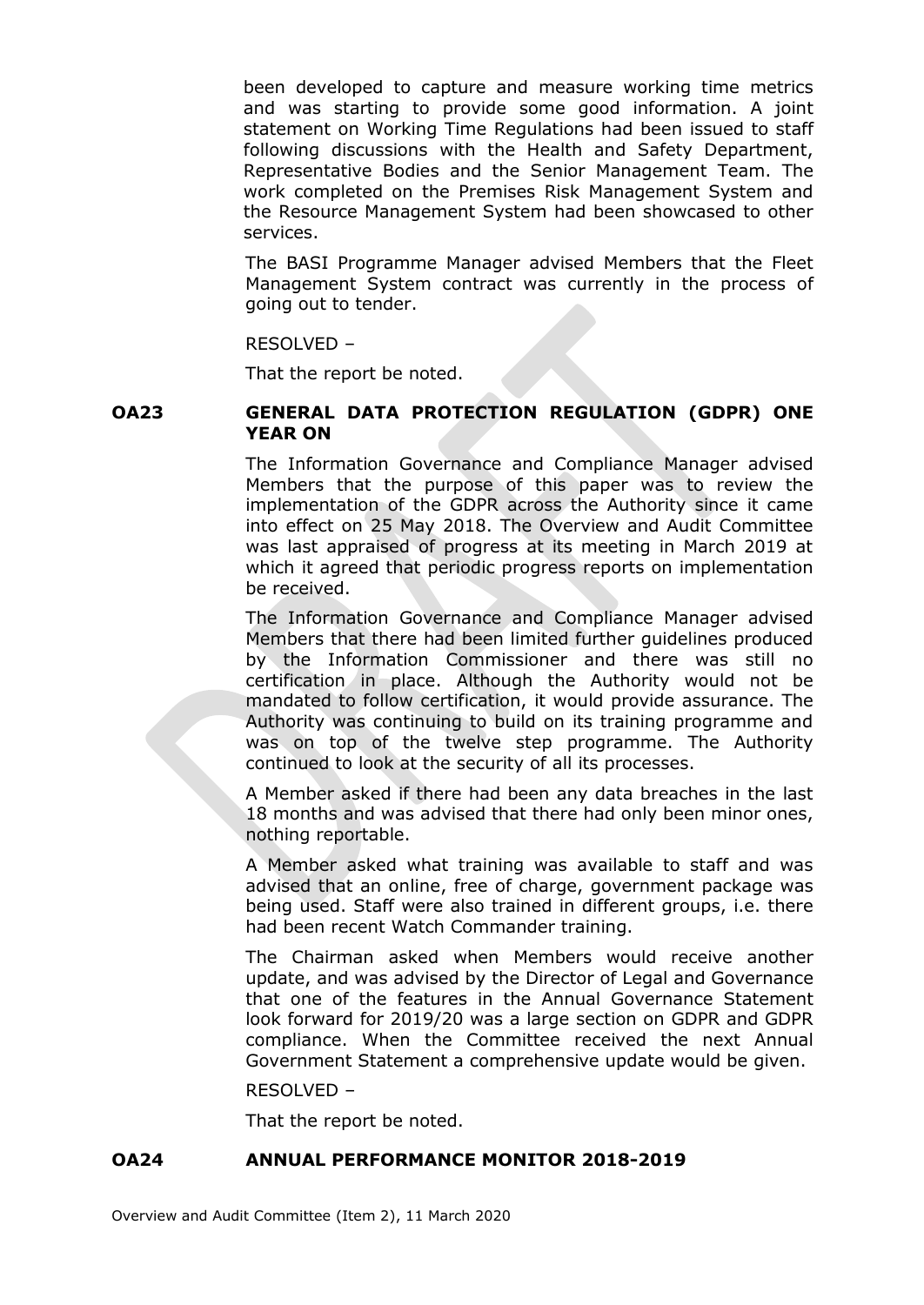been developed to capture and measure working time metrics and was starting to provide some good information. A joint statement on Working Time Regulations had been issued to staff following discussions with the Health and Safety Department, Representative Bodies and the Senior Management Team. The work completed on the Premises Risk Management System and the Resource Management System had been showcased to other services.

The BASI Programme Manager advised Members that the Fleet Management System contract was currently in the process of going out to tender.

RESOLVED –

That the report be noted.

**OA23 GENERAL DATA PROTECTION REGULATION (GDPR) ONE YEAR ON**

The Information Governance and Compliance Manager advised Members that the purpose of this paper was to review the implementation of the GDPR across the Authority since it came into effect on 25 May 2018. The Overview and Audit Committee was last appraised of progress at its meeting in March 2019 at which it agreed that periodic progress reports on implementation be received.

The Information Governance and Compliance Manager advised Members that there had been limited further guidelines produced by the Information Commissioner and there was still no certification in place. Although the Authority would not be mandated to follow certification, it would provide assurance. The Authority was continuing to build on its training programme and was on top of the twelve step programme. The Authority continued to look at the security of all its processes.

A Member asked if there had been any data breaches in the last 18 months and was advised that there had only been minor ones, nothing reportable.

A Member asked what training was available to staff and was advised that an online, free of charge, government package was being used. Staff were also trained in different groups, i.e. there had been recent Watch Commander training.

The Chairman asked when Members would receive another update, and was advised by the Director of Legal and Governance that one of the features in the Annual Governance Statement look forward for 2019/20 was a large section on GDPR and GDPR compliance. When the Committee received the next Annual Government Statement a comprehensive update would be given.

RESOLVED –

That the report be noted.

**OA24 ANNUAL PERFORMANCE MONITOR 2018-2019**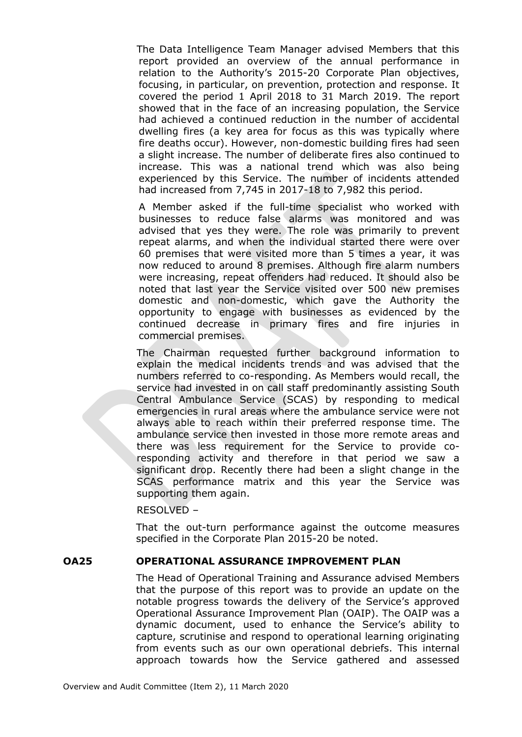The Data Intelligence Team Manager advised Members that this report provided an overview of the annual performance in relation to the Authority's 2015-20 Corporate Plan objectives, focusing, in particular, on prevention, protection and response. It covered the period 1 April 2018 to 31 March 2019. The report showed that in the face of an increasing population, the Service had achieved a continued reduction in the number of accidental dwelling fires (a key area for focus as this was typically where fire deaths occur). However, non-domestic building fires had seen a slight increase. The number of deliberate fires also continued to increase. This was a national trend which was also being experienced by this Service. The number of incidents attended had increased from 7,745 in 2017-18 to 7,982 this period.

A Member asked if the full-time specialist who worked with businesses to reduce false alarms was monitored and was advised that yes they were. The role was primarily to prevent repeat alarms, and when the individual started there were over 60 premises that were visited more than 5 times a year, it was now reduced to around 8 premises. Although fire alarm numbers were increasing, repeat offenders had reduced. It should also be noted that last year the Service visited over 500 new premises domestic and non-domestic, which gave the Authority the opportunity to engage with businesses as evidenced by the continued decrease in primary fires and fire injuries in commercial premises.

The Chairman requested further background information to explain the medical incidents trends and was advised that the numbers referred to co-responding. As Members would recall, the service had invested in on call staff predominantly assisting South Central Ambulance Service (SCAS) by responding to medical emergencies in rural areas where the ambulance service were not always able to reach within their preferred response time. The ambulance service then invested in those more remote areas and there was less requirement for the Service to provide co-responding activity and therefore in that period we saw a significant drop. Recently there had been a slight change in the SCAS performance matrix and this year the Service was supporting them again.

RESOLVED –

That the out-turn performance against the outcome measures specified in the Corporate Plan 2015-20 be noted.

## OA25 OPERATIONAL ASSURANCE IMPROVEMENT PLAN

The Head of Operational Training and Assurance advised Members that the purpose of this report was to provide an update on the notable progress towards the delivery of the Service's approved Operational Assurance Improvement Plan (OAIP). The OAIP was a dynamic document, used to enhance the Service's ability to capture, scrutinise and respond to operational learning originating from events such as our own operational debriefs. This internal approach towards how the Service gathered and assessed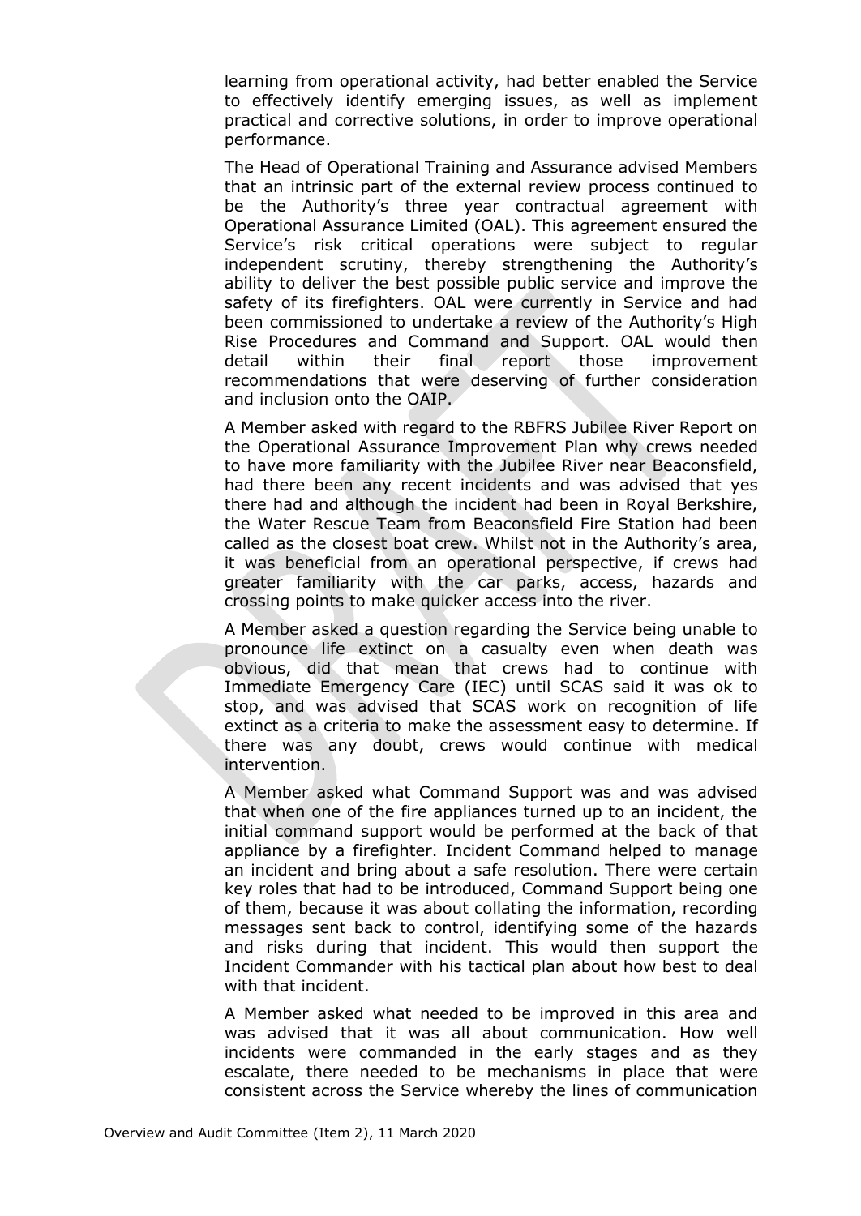learning from operational activity, had better enabled the Service to effectively identify emerging issues, as well as implement practical and corrective solutions, in order to improve operational performance.

The Head of Operational Training and Assurance advised Members that an intrinsic part of the external review process continued to be the Authority's three year contractual agreement with Operational Assurance Limited (OAL). This agreement ensured the Service's risk critical operations were subject to regular independent scrutiny, thereby strengthening the Authority's ability to deliver the best possible public service and improve the safety of its firefighters. OAL were currently in Service and had been commissioned to undertake a review of the Authority's High Rise Procedures and Command and Support. OAL would then detail within their final report those improvement recommendations that were deserving of further consideration and inclusion onto the OAIP.

A Member asked with regard to the RBFRS Jubilee River Report on the Operational Assurance Improvement Plan why crews needed to have more familiarity with the Jubilee River near Beaconsfield, had there been any recent incidents and was advised that yes there had and although the incident had been in Royal Berkshire, the Water Rescue Team from Beaconsfield Fire Station had been called as the closest boat crew. Whilst not in the Authority's area, it was beneficial from an operational perspective, if crews had greater familiarity with the car parks, access, hazards and crossing points to make quicker access into the river.

A Member asked a question regarding the Service being unable to pronounce life extinct on a casualty even when death was obvious, did that mean that crews had to continue with Immediate Emergency Care (IEC) until SCAS said it was ok to stop, and was advised that SCAS work on recognition of life extinct as a criteria to make the assessment easy to determine. If there was any doubt, crews would continue with medical intervention.

A Member asked what Command Support was and was advised that when one of the fire appliances turned up to an incident, the initial command support would be performed at the back of that appliance by a firefighter. Incident Command helped to manage an incident and bring about a safe resolution. There were certain key roles that had to be introduced, Command Support being one of them, because it was about collating the information, recording messages sent back to control, identifying some of the hazards and risks during that incident. This would then support the Incident Commander with his tactical plan about how best to deal with that incident.

A Member asked what needed to be improved in this area and was advised that it was all about communication. How well incidents were commanded in the early stages and as they escalate, there needed to be mechanisms in place that were consistent across the Service whereby the lines of communication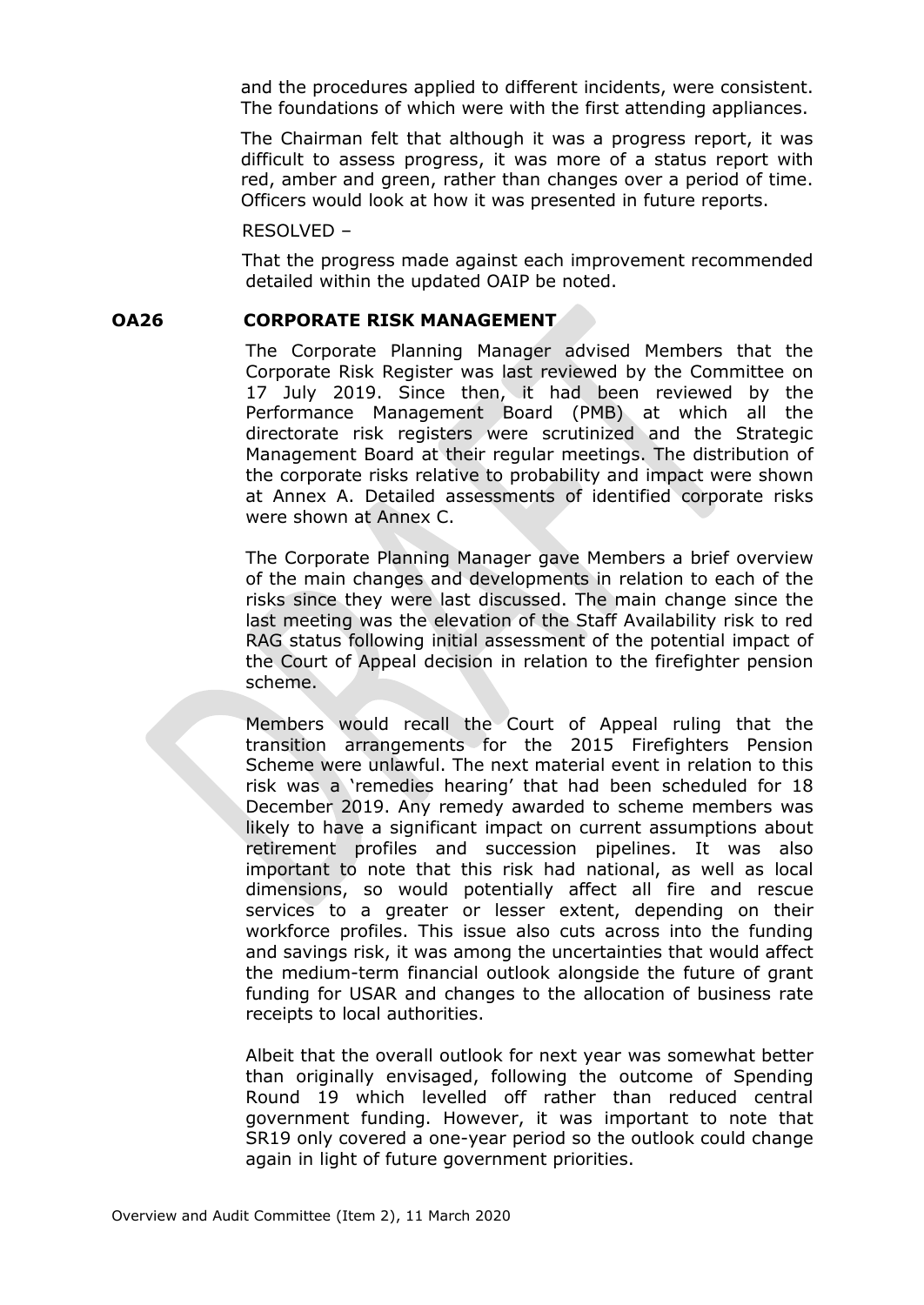and the procedures applied to different incidents, were consistent. The foundations of which were with the first attending appliances.

The Chairman felt that although it was a progress report, it was difficult to assess progress, it was more of a status report with red, amber and green, rather than changes over a period of time. Officers would look at how it was presented in future reports.

RESOLVED –

That the progress made against each improvement recommended detailed within the updated OAIP be noted.

**OA26 CORPORATE RISK MANAGEMENT**

The Corporate Planning Manager advised Members that the Corporate Risk Register was last reviewed by the Committee on 17 July 2019. Since then, it had been reviewed by the Performance Management Board (PMB) at which all the directorate risk registers were scrutinized and the Strategic Management Board at their regular meetings. The distribution of the corporate risks relative to probability and impact were shown at Annex A. Detailed assessments of identified corporate risks were shown at Annex C.

The Corporate Planning Manager gave Members a brief overview of the main changes and developments in relation to each of the risks since they were last discussed. The main change since the last meeting was the elevation of the Staff Availability risk to red RAG status following initial assessment of the potential impact of the Court of Appeal decision in relation to the firefighter pension scheme.

Members would recall the Court of Appeal ruling that the transition arrangements for the 2015 Firefighters Pension Scheme were unlawful. The next material event in relation to this risk was a 'remedies hearing' that had been scheduled for 18 December 2019. Any remedy awarded to scheme members was likely to have a significant impact on current assumptions about retirement profiles and succession pipelines. It was also important to note that this risk had national, as well as local dimensions, so would potentially affect all fire and rescue services to a greater or lesser extent, depending on their workforce profiles. This issue also cuts across into the funding and savings risk, it was among the uncertainties that would affect the medium-term financial outlook alongside the future of grant funding for USAR and changes to the allocation of business rate receipts to local authorities.

Albeit that the overall outlook for next year was somewhat better than originally envisaged, following the outcome of Spending Round 19 which levelled off rather than reduced central government funding. However, it was important to note that SR19 only covered a one-year period so the outlook could change again in light of future government priorities.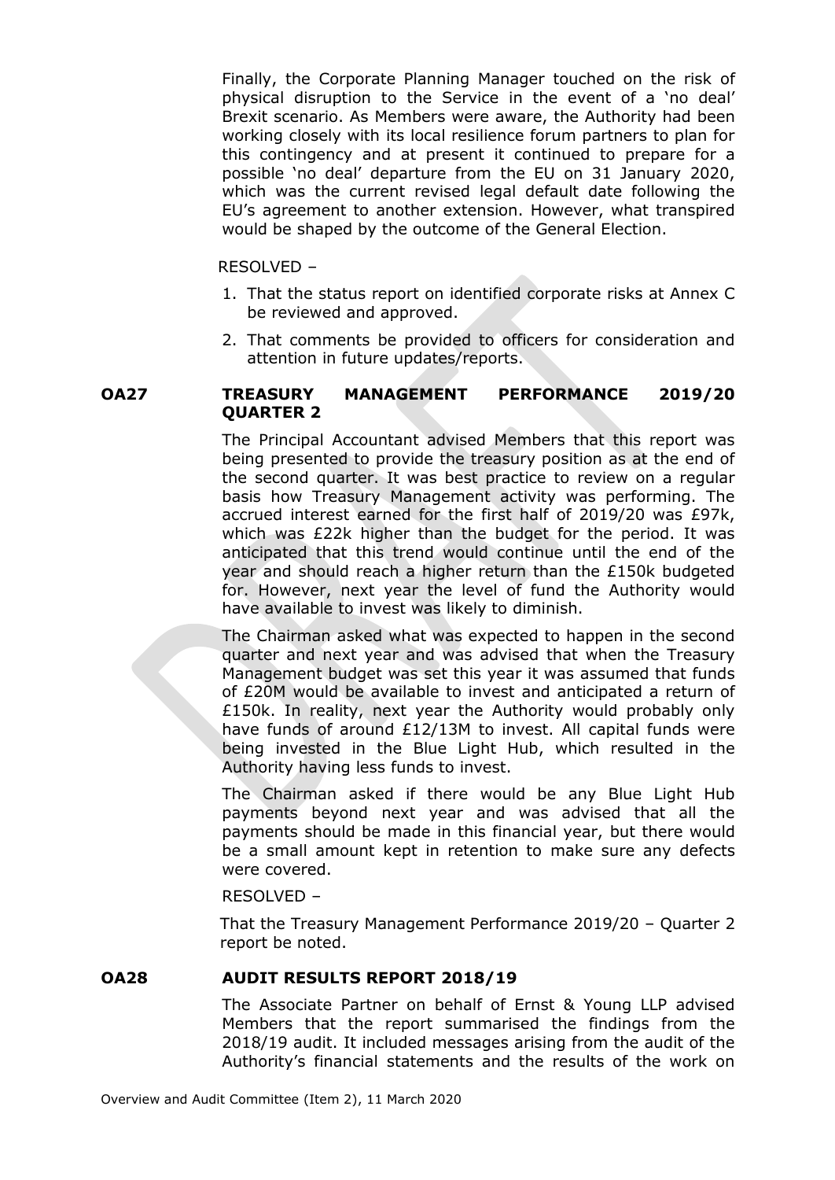Finally, the Corporate Planning Manager touched on the risk of physical disruption to the Service in the event of a 'no deal' Brexit scenario. As Members were aware, the Authority had been working closely with its local resilience forum partners to plan for this contingency and at present it continued to prepare for a possible 'no deal' departure from the EU on 31 January 2020, which was the current revised legal default date following the EU's agreement to another extension. However, what transpired would be shaped by the outcome of the General Election.

RESOLVED –

1. That the status report on identified corporate risks at Annex C be reviewed and approved.
2. That comments be provided to officers for consideration and attention in future updates/reports.

**OA27 TREASURY MANAGEMENT PERFORMANCE 2019/20 QUARTER 2**

The Principal Accountant advised Members that this report was being presented to provide the treasury position as at the end of the second quarter. It was best practice to review on a regular basis how Treasury Management activity was performing. The accrued interest earned for the first half of 2019/20 was £97k, which was £22k higher than the budget for the period. It was anticipated that this trend would continue until the end of the year and should reach a higher return than the £150k budgeted for. However, next year the level of fund the Authority would have available to invest was likely to diminish.

The Chairman asked what was expected to happen in the second quarter and next year and was advised that when the Treasury Management budget was set this year it was assumed that funds of £20M would be available to invest and anticipated a return of £150k. In reality, next year the Authority would probably only have funds of around £12/13M to invest. All capital funds were being invested in the Blue Light Hub, which resulted in the Authority having less funds to invest.

The Chairman asked if there would be any Blue Light Hub payments beyond next year and was advised that all the payments should be made in this financial year, but there would be a small amount kept in retention to make sure any defects were covered.

RESOLVED –

That the Treasury Management Performance 2019/20 – Quarter 2 report be noted.

**OA28 AUDIT RESULTS REPORT 2018/19**

The Associate Partner on behalf of Ernst & Young LLP advised Members that the report summarised the findings from the 2018/19 audit. It included messages arising from the audit of the Authority's financial statements and the results of the work on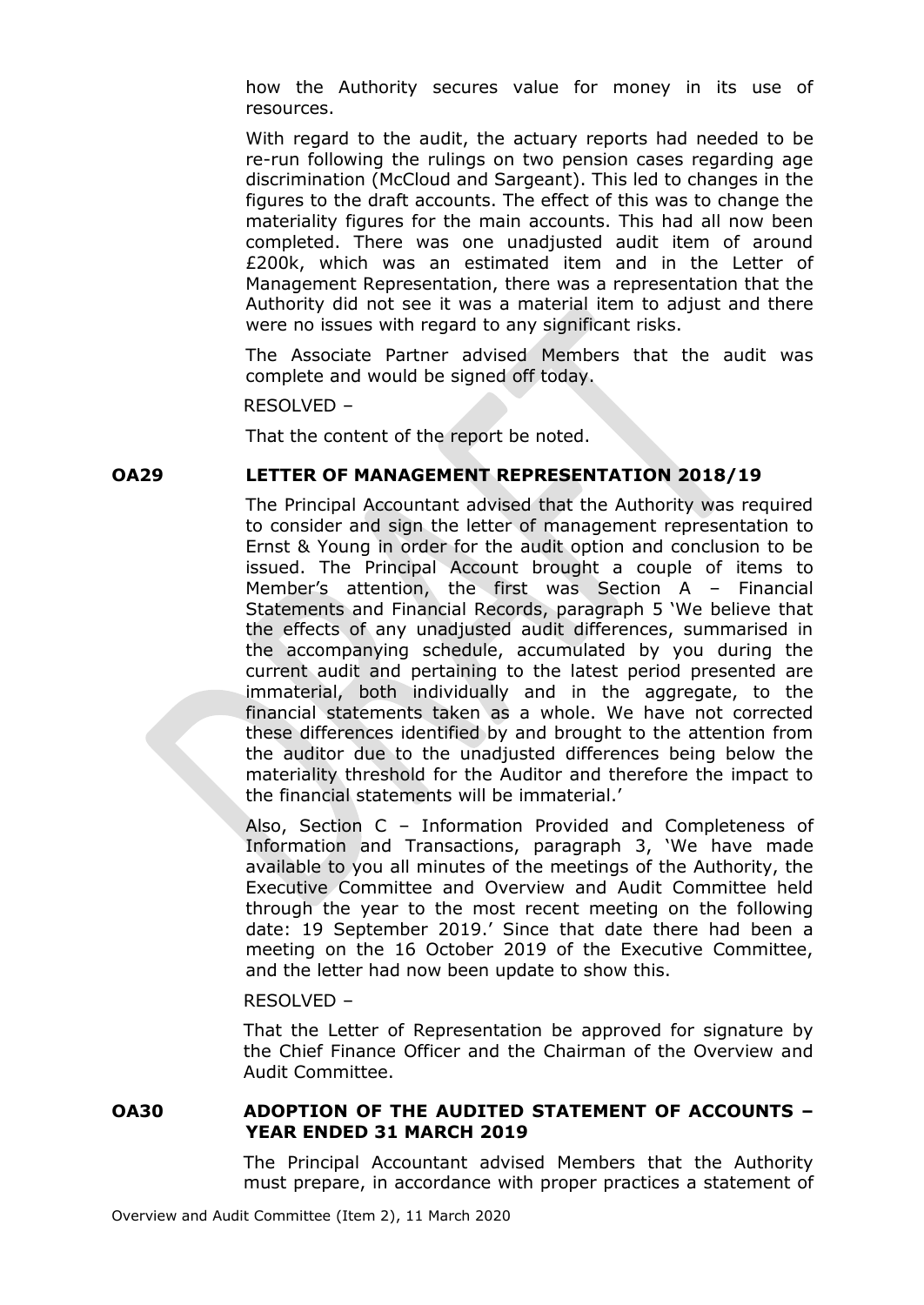how the Authority secures value for money in its use of resources.

With regard to the audit, the actuary reports had needed to be re-run following the rulings on two pension cases regarding age discrimination (McCloud and Sargeant). This led to changes in the figures to the draft accounts. The effect of this was to change the materiality figures for the main accounts. This had all now been completed. There was one unadjusted audit item of around £200k, which was an estimated item and in the Letter of Management Representation, there was a representation that the Authority did not see it was a material item to adjust and there were no issues with regard to any significant risks.

The Associate Partner advised Members that the audit was complete and would be signed off today.

RESOLVED –

That the content of the report be noted.

## OA29 LETTER OF MANAGEMENT REPRESENTATION 2018/19

The Principal Accountant advised that the Authority was required to consider and sign the letter of management representation to Ernst & Young in order for the audit option and conclusion to be issued. The Principal Account brought a couple of items to Member's attention, the first was Section A – Financial Statements and Financial Records, paragraph 5 'We believe that the effects of any unadjusted audit differences, summarised in the accompanying schedule, accumulated by you during the current audit and pertaining to the latest period presented are immaterial, both individually and in the aggregate, to the financial statements taken as a whole. We have not corrected these differences identified by and brought to the attention from the auditor due to the unadjusted differences being below the materiality threshold for the Auditor and therefore the impact to the financial statements will be immaterial.'

Also, Section C – Information Provided and Completeness of Information and Transactions, paragraph 3, 'We have made available to you all minutes of the meetings of the Authority, the Executive Committee and Overview and Audit Committee held through the year to the most recent meeting on the following date: 19 September 2019.' Since that date there had been a meeting on the 16 October 2019 of the Executive Committee, and the letter had now been update to show this.

RESOLVED –

That the Letter of Representation be approved for signature by the Chief Finance Officer and the Chairman of the Overview and Audit Committee.

## OA30 ADOPTION OF THE AUDITED STATEMENT OF ACCOUNTS – YEAR ENDED 31 MARCH 2019

The Principal Accountant advised Members that the Authority must prepare, in accordance with proper practices a statement of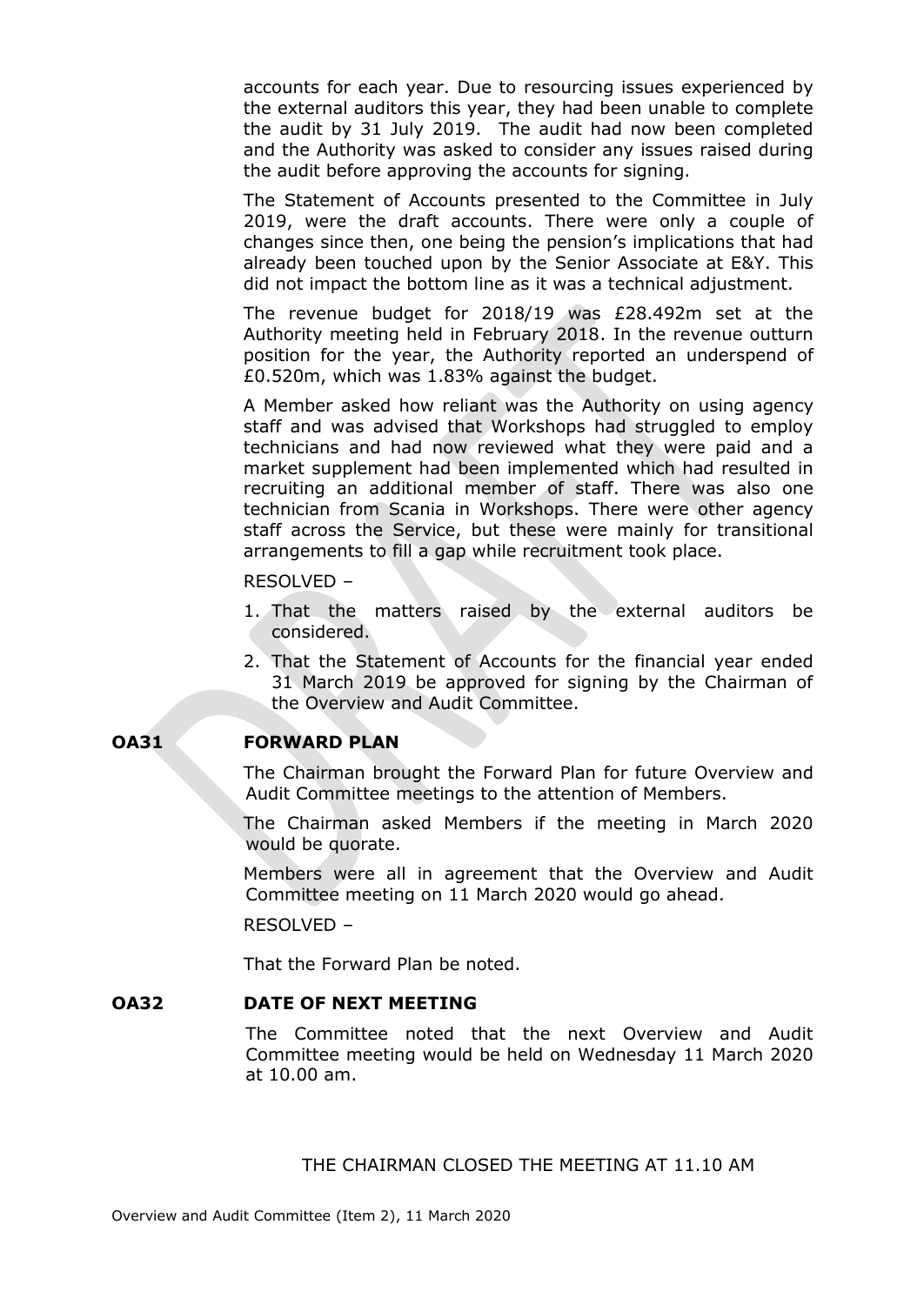accounts for each year. Due to resourcing issues experienced by the external auditors this year, they had been unable to complete the audit by 31 July 2019. The audit had now been completed and the Authority was asked to consider any issues raised during the audit before approving the accounts for signing.

The Statement of Accounts presented to the Committee in July 2019, were the draft accounts. There were only a couple of changes since then, one being the pension's implications that had already been touched upon by the Senior Associate at E&Y. This did not impact the bottom line as it was a technical adjustment.

The revenue budget for 2018/19 was £28.492m set at the Authority meeting held in February 2018. In the revenue outturn position for the year, the Authority reported an underspend of £0.520m, which was 1.83% against the budget.

A Member asked how reliant was the Authority on using agency staff and was advised that Workshops had struggled to employ technicians and had now reviewed what they were paid and a market supplement had been implemented which had resulted in recruiting an additional member of staff. There was also one technician from Scania in Workshops. There were other agency staff across the Service, but these were mainly for transitional arrangements to fill a gap while recruitment took place.

RESOLVED –

1. That the matters raised by the external auditors be considered.
2. That the Statement of Accounts for the financial year ended 31 March 2019 be approved for signing by the Chairman of the Overview and Audit Committee.

**OA31 FORWARD PLAN**

The Chairman brought the Forward Plan for future Overview and Audit Committee meetings to the attention of Members.

The Chairman asked Members if the meeting in March 2020 would be quorate.

Members were all in agreement that the Overview and Audit Committee meeting on 11 March 2020 would go ahead.

RESOLVED –

That the Forward Plan be noted.

**OA32 DATE OF NEXT MEETING**

The Committee noted that the next Overview and Audit Committee meeting would be held on Wednesday 11 March 2020 at 10.00 am.

THE CHAIRMAN CLOSED THE MEETING AT 11.10 AM